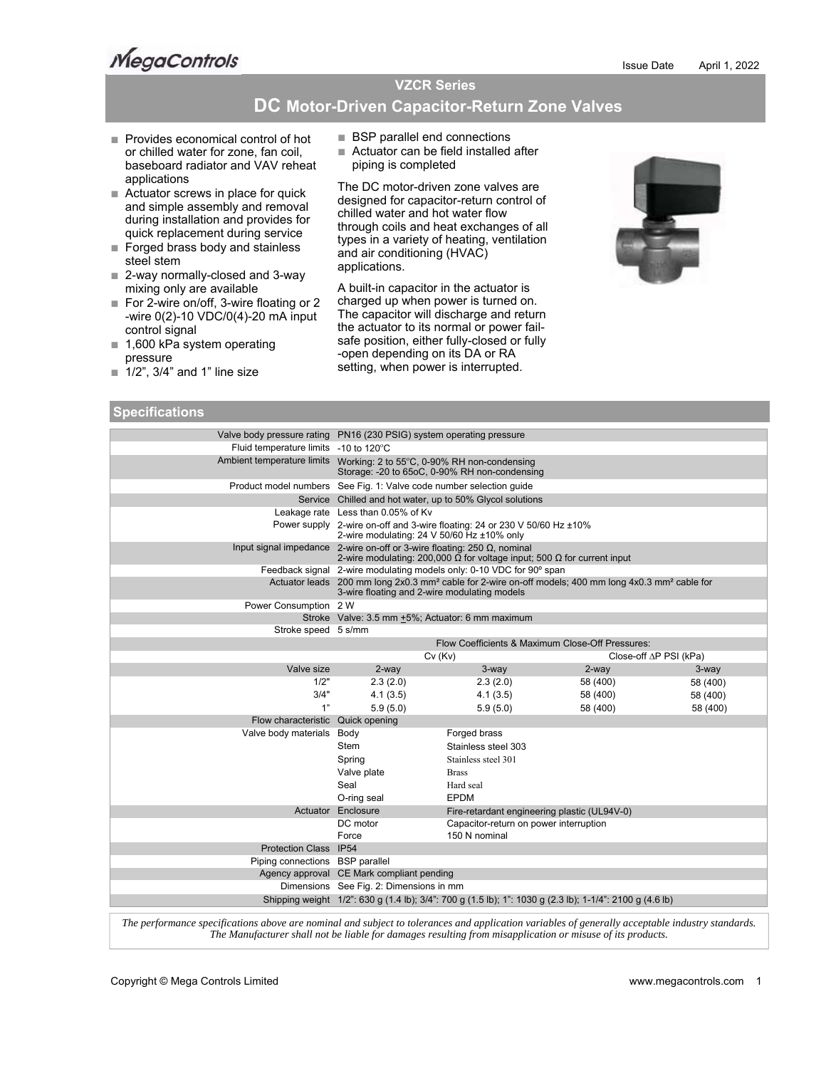MegaControls

Issue Date April 1, 2022

# VZCR Series

## DC Motor-Driven Capacitor-Return Zone Valves

- Provides economical control of hot or chilled water for zone, fan coil, baseboard radiator and VAV reheat applications
- Actuator screws in place for quick and simple assembly and removal during installation and provides for quick replacement during service
- Forged brass body and stainless steel stem
- 2-way normally-closed and 3-way mixing only are available
- For 2-wire on/off, 3-wire floating or 2-wire 0(2)-10 VDC/0(4)-20 mA input control signal
- 1,600 kPa system operating pressure
- 1/2”, 3/4” and 1” line size
- BSP parallel end connections
- Actuator can be field installed after piping is completed

The DC motor-driven zone valves are designed for capacitor-return control of chilled water and hot water flow through coils and heat exchanges of all types in a variety of heating, ventilation and air conditioning (HVAC) applications.

A built-in capacitor in the actuator is charged up when power is turned on. The capacitor will discharge and return the actuator to its normal or power fail-safe position, either fully-closed or fully-open depending on its DA or RA setting, when power is interrupted.

## Specifications

| | | | | |
|---|---|---|---|---|
| Valve body pressure rating | PN16 (230 PSIG) system operating pressure | | | |
| Fluid temperature limits | -10 to 120°C | | | |
| Ambient temperature limits | Working: 2 to 55°C, 0-90% RH non-condensing<br>Storage: -20 to 65oC, 0-90% RH non-condensing | | | |
| Product model numbers | See Fig. 1: Valve code number selection guide | | | |
| Service | Chilled and hot water, up to 50% Glycol solutions | | | |
| Leakage rate | Less than 0.05% of Kv | | | |
| Power supply | 2-wire on-off and 3-wire floating: 24 or 230 V 50/60 Hz ±10%<br>2-wire modulating: 24 V 50/60 Hz ±10% only | | | |
| Input signal impedance | 2-wire on-off or 3-wire floating: 250 Ω, nominal<br>2-wire modulating: 200,000 Ω for voltage input; 500 Ω for current input | | | |
| Feedback signal | 2-wire modulating models only: 0-10 VDC for 90º span | | | |
| Actuator leads | 200 mm long 2x0.3 mm² cable for 2-wire on-off models; 400 mm long 4x0.3 mm² cable for 3-wire floating and 2-wire modulating models | | | |
| Power Consumption | 2 W | | | |
| Stroke | Valve: 3.5 mm ±5%; Actuator: 6 mm maximum | | | |
| Stroke speed | 5 s/mm | | | |
| | Flow Coefficients & Maximum Close-Off Pressures: | | | |
| | Cv (Kv) | | Close-off ΔP PSI (kPa) | |
| Valve size | 2-way | 3-way | 2-way | 3-way |
| 1/2" | 2.3 (2.0) | 2.3 (2.0) | 58 (400) | 58 (400) |
| 3/4" | 4.1 (3.5) | 4.1 (3.5) | 58 (400) | 58 (400) |
| 1" | 5.9 (5.0) | 5.9 (5.0) | 58 (400) | 58 (400) |
| Flow characteristic | Quick opening | | | |
| Valve body materials | Body | Forged brass | | |
| | Stem | Stainless steel 303 | | |
| | Spring | Stainless steel 301 | | |
| | Valve plate | Brass | | |
| | Seal | Hard seal | | |
| | O-ring seal | EPDM | | |
| Actuator | Enclosure | Fire-retardant engineering plastic (UL94V-0) | | |
| | DC motor | Capacitor-return on power interruption | | |
| | Force | 150 N nominal | | |
| Protection Class | IP54 | | | |
| Piping connections | BSP parallel | | | |
| Agency approval | CE Mark compliant pending | | | |
| Dimensions | See Fig. 2: Dimensions in mm | | | |
| Shipping weight | 1/2": 630 g (1.4 lb); 3/4": 700 g (1.5 lb); 1": 1030 g (2.3 lb); 1-1/4": 2100 g (4.6 lb) | | | |

*The performance specifications above are nominal and subject to tolerances and application variables of generally acceptable industry standards. The Manufacturer shall not be liable for damages resulting from misapplication or misuse of its products.*

Copyright © Mega Controls Limited www.megacontrols.com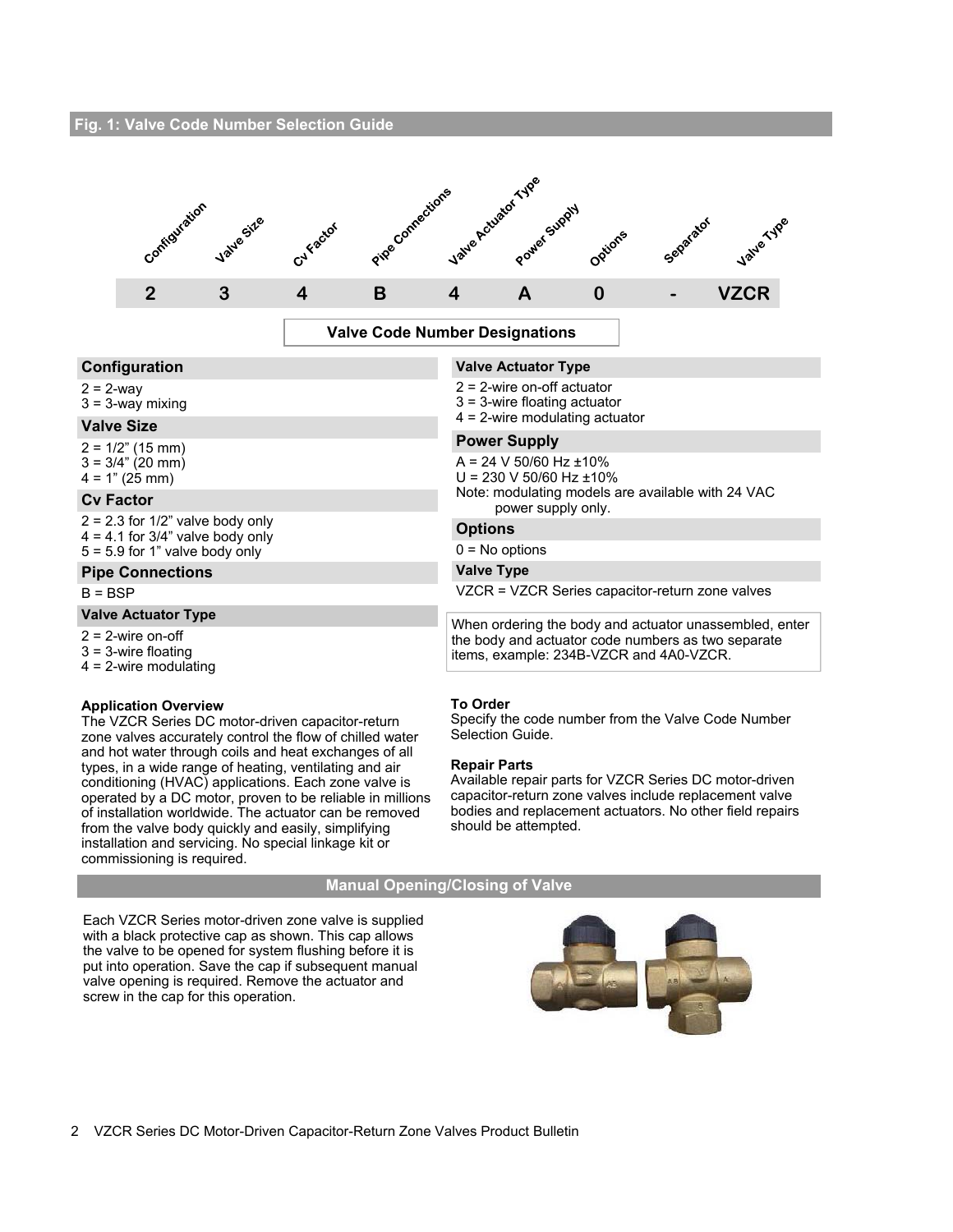## Fig. 1: Valve Code Number Selection Guide

| Configuration | Valve Size | Cv Factor | Pipe Connections | Valve Actuator Type | Power Supply | Options | Separator | Valve Type |
|---|---|---|---|---|---|---|---|---|
| 2 | 3 | 4 | B | 4 | A | 0 | - | VZCR |

**Valve Code Number Designations**

### Configuration

2 = 2-way
3 = 3-way mixing

### Valve Size

2 = 1/2" (15 mm)
3 = 3/4" (20 mm)
4 = 1" (25 mm)

### Cv Factor

2 = 2.3 for 1/2" valve body only
4 = 4.1 for 3/4" valve body only
5 = 5.9 for 1" valve body only

### Pipe Connections

B = BSP

### Valve Actuator Type

2 = 2-wire on-off
3 = 3-wire floating
4 = 2-wire modulating

### Valve Actuator Type

2 = 2-wire on-off actuator
3 = 3-wire floating actuator
4 = 2-wire modulating actuator

### Power Supply

A = 24 V 50/60 Hz ±10%
U = 230 V 50/60 Hz ±10%
Note: modulating models are available with 24 VAC power supply only.

### Options

0 = No options

### Valve Type

VZCR = VZCR Series capacitor-return zone valves

When ordering the body and actuator unassembled, enter the body and actuator code numbers as two separate items, example: 234B-VZCR and 4A0-VZCR.

**Application Overview**
The VZCR Series DC motor-driven capacitor-return zone valves accurately control the flow of chilled water and hot water through coils and heat exchanges of all types, in a wide range of heating, ventilating and air conditioning (HVAC) applications. Each zone valve is operated by a DC motor, proven to be reliable in millions of installation worldwide. The actuator can be removed from the valve body quickly and easily, simplifying installation and servicing. No special linkage kit or commissioning is required.

**To Order**
Specify the code number from the Valve Code Number Selection Guide.

**Repair Parts**
Available repair parts for VZCR Series DC motor-driven capacitor-return zone valves include replacement valve bodies and replacement actuators. No other field repairs should be attempted.

## Manual Opening/Closing of Valve

Each VZCR Series motor-driven zone valve is supplied with a black protective cap as shown. This cap allows the valve to be opened for system flushing before it is put into operation. Save the cap if subsequent manual valve opening is required. Remove the actuator and screw in the cap for this operation.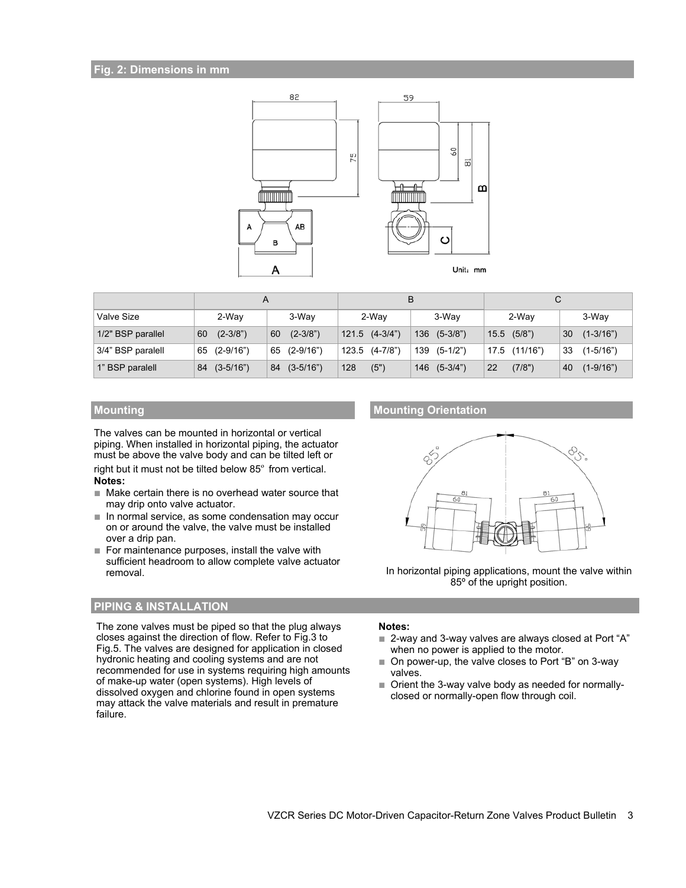## Fig. 2: Dimensions in mm

|  | A |  | B |  | C |  |
|---|---|---|---|---|---|---|
| Valve Size | 2-Way | 3-Way | 2-Way | 3-Way | 2-Way | 3-Way |
| 1/2" BSP parallel | 60 (2-3/8") | 60 (2-3/8") | 121.5 (4-3/4") | 136 (5-3/8") | 15.5 (5/8") | 30 (1-3/16") |
| 3/4" BSP paralell | 65 (2-9/16") | 65 (2-9/16") | 123.5 (4-7/8") | 139 (5-1/2") | 17.5 (11/16") | 33 (1-5/16") |
| 1" BSP paralell | 84 (3-5/16") | 84 (3-5/16") | 128 (5") | 146 (5-3/4") | 22 (7/8") | 40 (1-9/16") |

## Mounting

The valves can be mounted in horizontal or vertical piping. When installed in horizontal piping, the actuator must be above the valve body and can be tilted left or right but it must not be tilted below 85° from vertical.

**Notes:**

- Make certain there is no overhead water source that may drip onto valve actuator.
- In normal service, as some condensation may occur on or around the valve, the valve must be installed over a drip pan.
- For maintenance purposes, install the valve with sufficient headroom to allow complete valve actuator removal.

## Mounting Orientation

In horizontal piping applications, mount the valve within 85º of the upright position.

## PIPING & INSTALLATION

The zone valves must be piped so that the plug always closes against the direction of flow. Refer to Fig.3 to Fig.5. The valves are designed for application in closed hydronic heating and cooling systems and are not recommended for use in systems requiring high amounts of make-up water (open systems). High levels of dissolved oxygen and chlorine found in open systems may attack the valve materials and result in premature failure.

**Notes:**

- 2-way and 3-way valves are always closed at Port "A" when no power is applied to the motor.
- On power-up, the valve closes to Port "B" on 3-way valves.
- Orient the 3-way valve body as needed for normally-closed or normally-open flow through coil.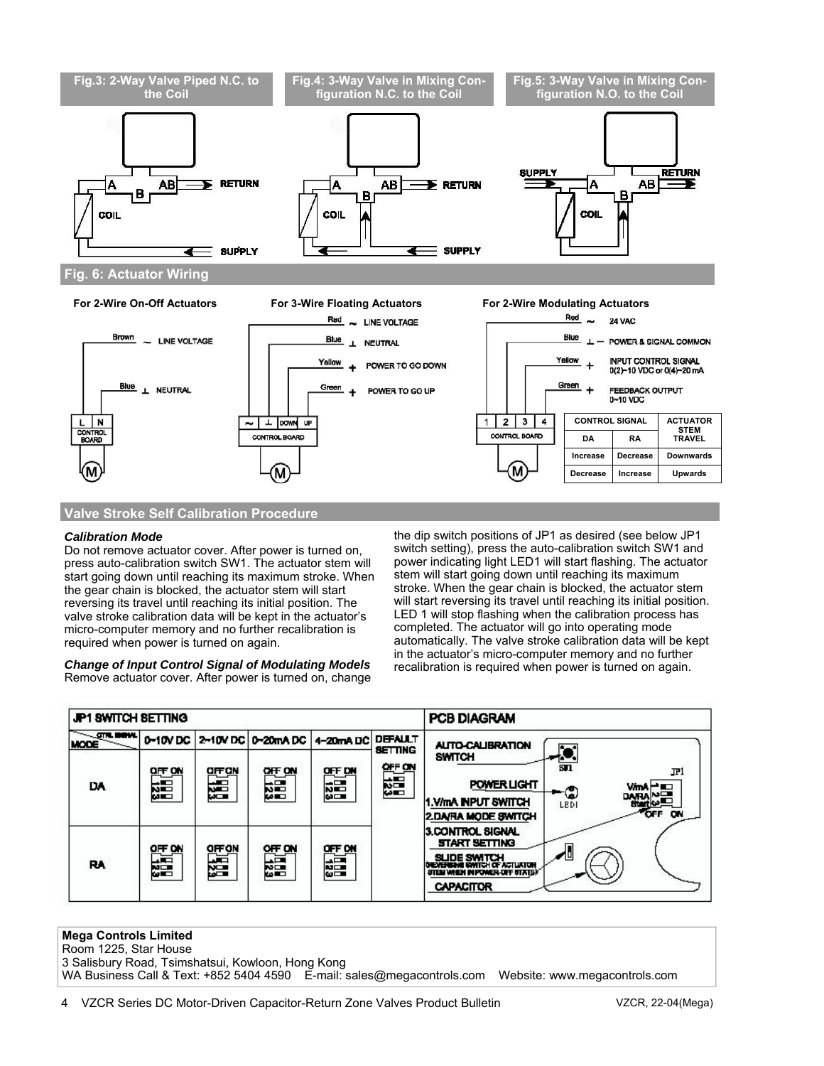Fig.3: 2-Way Valve Piped N.C. to the Coil

A
B
AB
RETURN
COIL
SUPPLY

Fig.4: 3-Way Valve in Mixing Configuration N.C. to the Coil

A
AB
RETURN
B
COIL
SUPPLY

Fig.5: 3-Way Valve in Mixing Configuration N.O. to the Coil

SUPPLY
RETURN
A
AB
B
COIL

## Fig. 6: Actuator Wiring

**For 2-Wire On-Off Actuators**

Brown ~ LINE VOLTAGE
Blue ⊥ NEUTRAL
L N
CONTROL BOARD
M

**For 3-Wire Floating Actuators**

Red ~ LINE VOLTAGE
Blue ⊥ NEUTRAL
Yellow + POWER TO GO DOWN
Green + POWER TO GO UP
~ ⊥ DOWN UP
CONTROL BOARD
M

**For 2-Wire Modulating Actuators**

Red ~ 24 VAC
Blue ⊥ — POWER & SIGNAL COMMON
Yellow + INPUT CONTROL SIGNAL 0(2)~10 VDC or 0(4)~20 mA
Green + FEEDBACK OUTPUT 0~10 VDC
1 2 3 4
CONTROL BOARD
M

| CONTROL SIGNAL | | ACTUATOR STEM TRAVEL |
|---|---|---|
| DA | RA | |
| Increase | Decrease | Downwards |
| Decrease | Increase | Upwards |

## Valve Stroke Self Calibration Procedure

***Calibration Mode***

Do not remove actuator cover. After power is turned on, press auto-calibration switch SW1. The actuator stem will start going down until reaching its maximum stroke. When the gear chain is blocked, the actuator stem will start reversing its travel until reaching its initial position. The valve stroke calibration data will be kept in the actuator's micro-computer memory and no further recalibration is required when power is turned on again.

***Change of Input Control Signal of Modulating Models***

Remove actuator cover. After power is turned on, change the dip switch positions of JP1 as desired (see below JP1 switch setting), press the auto-calibration switch SW1 and power indicating light LED1 will start flashing. The actuator stem will start going down until reaching its maximum stroke. When the gear chain is blocked, the actuator stem will start reversing its travel until reaching its initial position. LED 1 will stop flashing when the calibration process has completed. The actuator will go into operating mode automatically. The valve stroke calibration data will be kept in the actuator's micro-computer memory and no further recalibration is required when power is turned on again.

**JP1 SWITCH SETTING**

| MODE / CTRL SIGNAL | 0~10V DC | 2~10V DC | 0~20mA DC | 4~20mA DC | DEFAULT SETTING |
|---|---|---|---|---|---|
| DA | OFF ON 1 2 3 | OFF ON 1 2 3 | OFF ON 1 2 3 | OFF ON 1 2 3 | OFF ON 1 2 3 |
| RA | OFF ON 1 2 3 | OFF ON 1 2 3 | OFF ON 1 2 3 | OFF ON 1 2 3 | |

**PCB DIAGRAM**

AUTO-CALIBRATION SWITCH
SW1
POWER LIGHT
LED1
JP1
V/mA
DA/RA
Start
OFF ON
1. V/mA INPUT SWITCH
2. DA/RA MODE SWITCH
3. CONTROL SIGNAL START SETTING
SLIDE SWITCH (REVERSING SWITCH OF ACTUATOR STEM WHEN IN POWER-OFF STATE)
CAPACITOR

**Mega Controls Limited**
Room 1225, Star House
3 Salisbury Road, Tsimshatsui, Kowloon, Hong Kong
WA Business Call & Text: +852 5404 4590 E-mail: sales@megacontrols.com Website: www.megacontrols.com